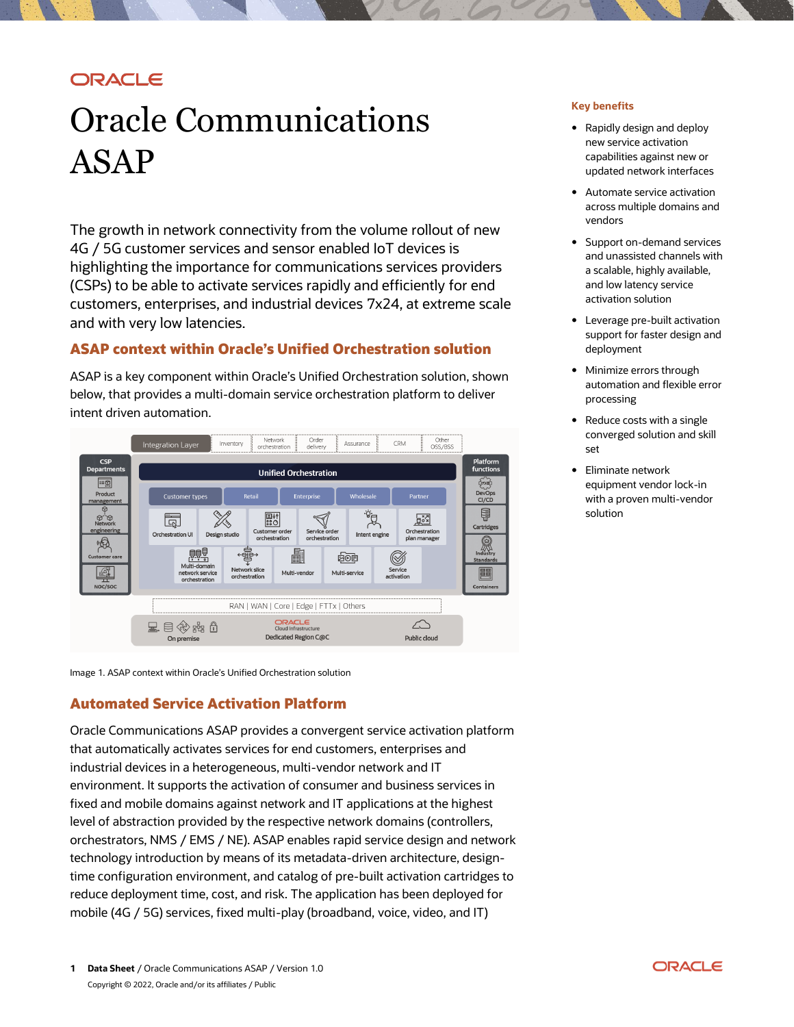ORACLE

# Oracle Communications ASAP

The growth in network connectivity from the volume rollout of new 4G / 5G customer services and sensor enabled IoT devices is highlighting the importance for communications services providers (CSPs) to be able to activate services rapidly and efficiently for end customers, enterprises, and industrial devices 7x24, at extreme scale and with very low latencies.

## ASAP context within Oracle's Unified Orchestration solution

ASAP is a key component within Oracle's Unified Orchestration solution, shown below, that provides a multi-domain service orchestration platform to deliver intent driven automation.

Image 1. ASAP context within Oracle's Unified Orchestration solution

## Automated Service Activation Platform

Oracle Communications ASAP provides a convergent service activation platform that automatically activates services for end customers, enterprises and industrial devices in a heterogeneous, multi-vendor network and IT environment. It supports the activation of consumer and business services in fixed and mobile domains against network and IT applications at the highest level of abstraction provided by the respective network domains (controllers, orchestrators, NMS / EMS / NE). ASAP enables rapid service design and network technology introduction by means of its metadata-driven architecture, design-time configuration environment, and catalog of pre-built activation cartridges to reduce deployment time, cost, and risk. The application has been deployed for mobile (4G / 5G) services, fixed multi-play (broadband, voice, video, and IT)

### Key benefits

- Rapidly design and deploy new service activation capabilities against new or updated network interfaces
- Automate service activation across multiple domains and vendors
- Support on-demand services and unassisted channels with a scalable, highly available, and low latency service activation solution
- Leverage pre-built activation support for faster design and deployment
- Minimize errors through automation and flexible error processing
- Reduce costs with a single converged solution and skill set
- Eliminate network equipment vendor lock-in with a proven multi-vendor solution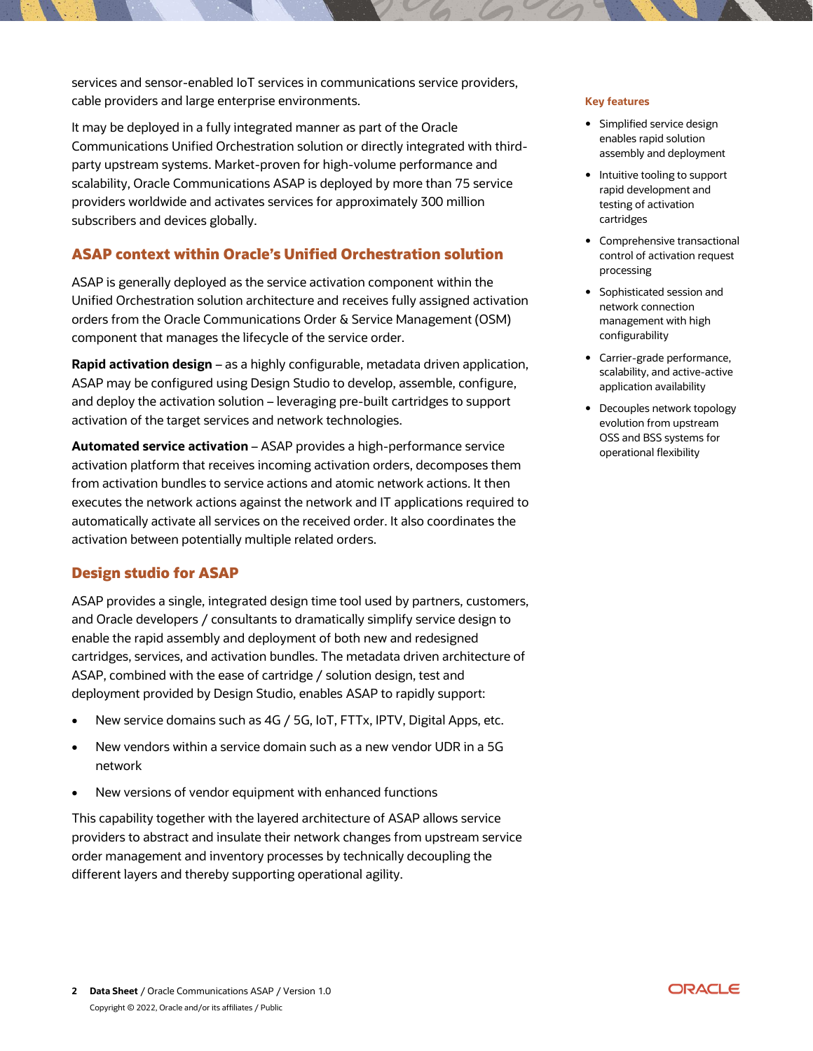services and sensor-enabled IoT services in communications service providers, cable providers and large enterprise environments.

It may be deployed in a fully integrated manner as part of the Oracle Communications Unified Orchestration solution or directly integrated with third-party upstream systems. Market-proven for high-volume performance and scalability, Oracle Communications ASAP is deployed by more than 75 service providers worldwide and activates services for approximately 300 million subscribers and devices globally.

## ASAP context within Oracle's Unified Orchestration solution

ASAP is generally deployed as the service activation component within the Unified Orchestration solution architecture and receives fully assigned activation orders from the Oracle Communications Order & Service Management (OSM) component that manages the lifecycle of the service order.

**Rapid activation design** – as a highly configurable, metadata driven application, ASAP may be configured using Design Studio to develop, assemble, configure, and deploy the activation solution – leveraging pre-built cartridges to support activation of the target services and network technologies.

**Automated service activation** – ASAP provides a high-performance service activation platform that receives incoming activation orders, decomposes them from activation bundles to service actions and atomic network actions. It then executes the network actions against the network and IT applications required to automatically activate all services on the received order. It also coordinates the activation between potentially multiple related orders.

## Design studio for ASAP

ASAP provides a single, integrated design time tool used by partners, customers, and Oracle developers / consultants to dramatically simplify service design to enable the rapid assembly and deployment of both new and redesigned cartridges, services, and activation bundles. The metadata driven architecture of ASAP, combined with the ease of cartridge / solution design, test and deployment provided by Design Studio, enables ASAP to rapidly support:

- New service domains such as 4G / 5G, IoT, FTTx, IPTV, Digital Apps, etc.
- New vendors within a service domain such as a new vendor UDR in a 5G network
- New versions of vendor equipment with enhanced functions

This capability together with the layered architecture of ASAP allows service providers to abstract and insulate their network changes from upstream service order management and inventory processes by technically decoupling the different layers and thereby supporting operational agility.

### Key features

- Simplified service design enables rapid solution assembly and deployment
- Intuitive tooling to support rapid development and testing of activation cartridges
- Comprehensive transactional control of activation request processing
- Sophisticated session and network connection management with high configurability
- Carrier-grade performance, scalability, and active-active application availability
- Decouples network topology evolution from upstream OSS and BSS systems for operational flexibility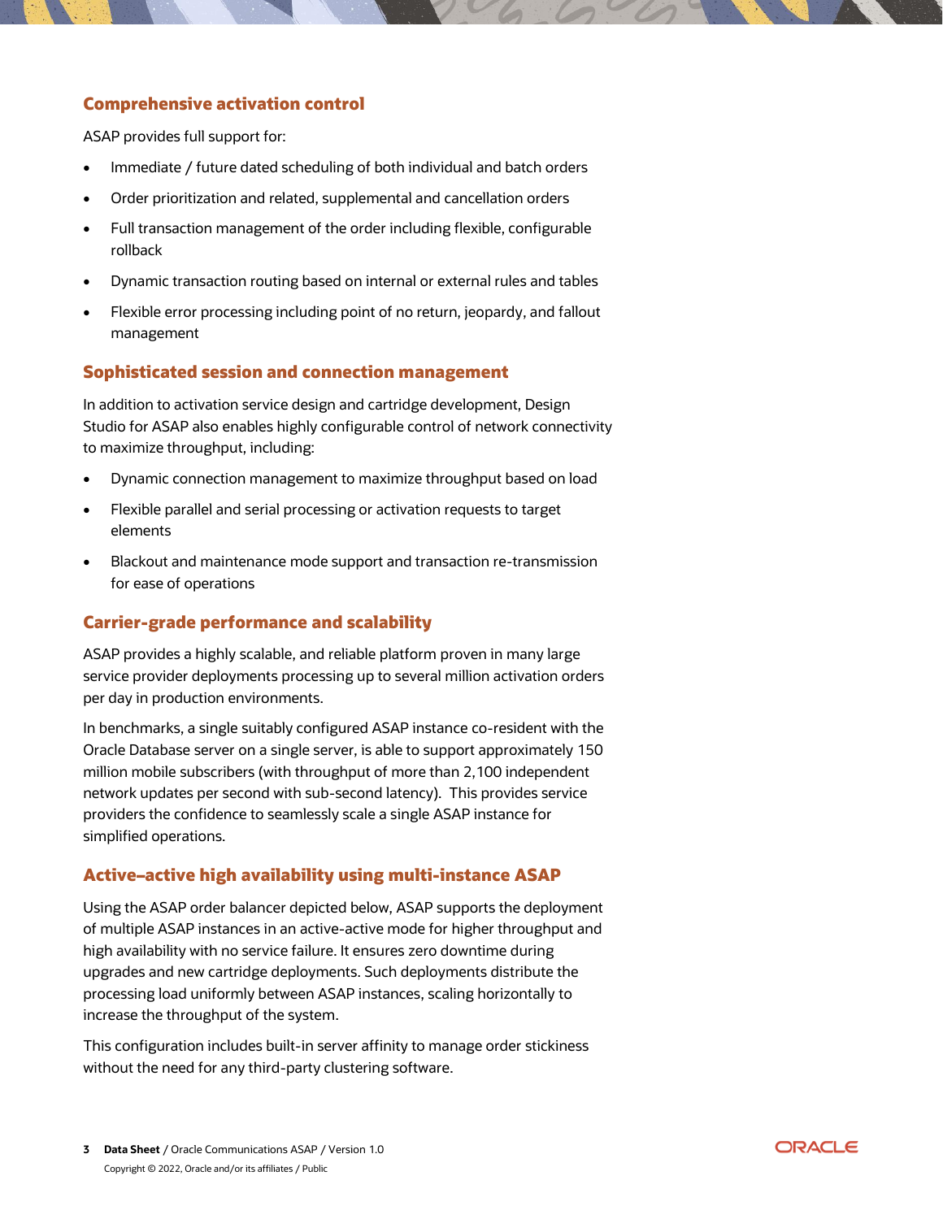## Comprehensive activation control

ASAP provides full support for:

- Immediate / future dated scheduling of both individual and batch orders
- Order prioritization and related, supplemental and cancellation orders
- Full transaction management of the order including flexible, configurable rollback
- Dynamic transaction routing based on internal or external rules and tables
- Flexible error processing including point of no return, jeopardy, and fallout management

## Sophisticated session and connection management

In addition to activation service design and cartridge development, Design Studio for ASAP also enables highly configurable control of network connectivity to maximize throughput, including:

- Dynamic connection management to maximize throughput based on load
- Flexible parallel and serial processing or activation requests to target elements
- Blackout and maintenance mode support and transaction re-transmission for ease of operations

## Carrier-grade performance and scalability

ASAP provides a highly scalable, and reliable platform proven in many large service provider deployments processing up to several million activation orders per day in production environments.

In benchmarks, a single suitably configured ASAP instance co-resident with the Oracle Database server on a single server, is able to support approximately 150 million mobile subscribers (with throughput of more than 2,100 independent network updates per second with sub-second latency). This provides service providers the confidence to seamlessly scale a single ASAP instance for simplified operations.

## Active–active high availability using multi-instance ASAP

Using the ASAP order balancer depicted below, ASAP supports the deployment of multiple ASAP instances in an active-active mode for higher throughput and high availability with no service failure. It ensures zero downtime during upgrades and new cartridge deployments. Such deployments distribute the processing load uniformly between ASAP instances, scaling horizontally to increase the throughput of the system.

This configuration includes built-in server affinity to manage order stickiness without the need for any third-party clustering software.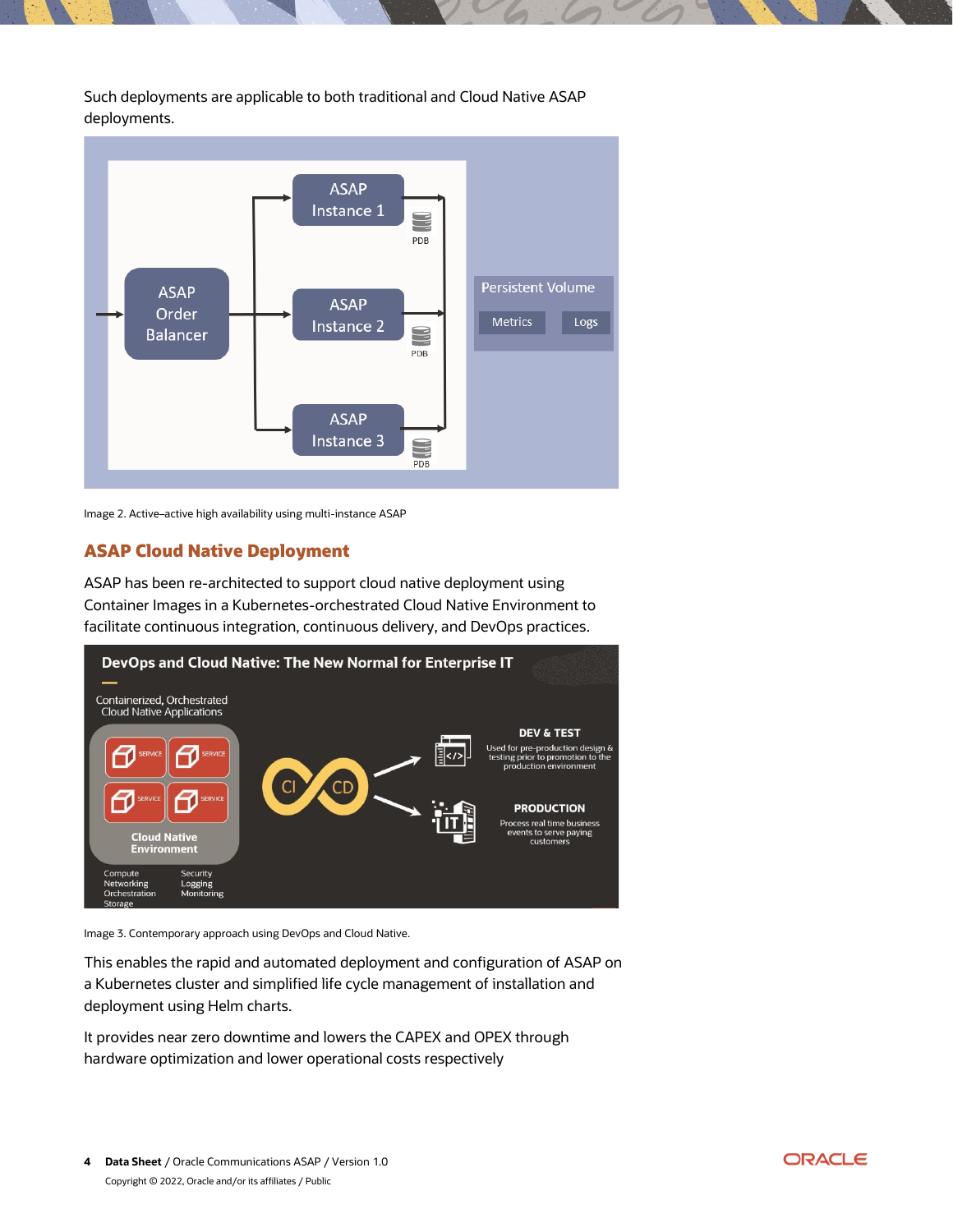Such deployments are applicable to both traditional and Cloud Native ASAP deployments.

Image 2. Active–active high availability using multi-instance ASAP

## ASAP Cloud Native Deployment

ASAP has been re-architected to support cloud native deployment using Container Images in a Kubernetes-orchestrated Cloud Native Environment to facilitate continuous integration, continuous delivery, and DevOps practices.

Image 3. Contemporary approach using DevOps and Cloud Native.

This enables the rapid and automated deployment and configuration of ASAP on a Kubernetes cluster and simplified life cycle management of installation and deployment using Helm charts.

It provides near zero downtime and lowers the CAPEX and OPEX through hardware optimization and lower operational costs respectively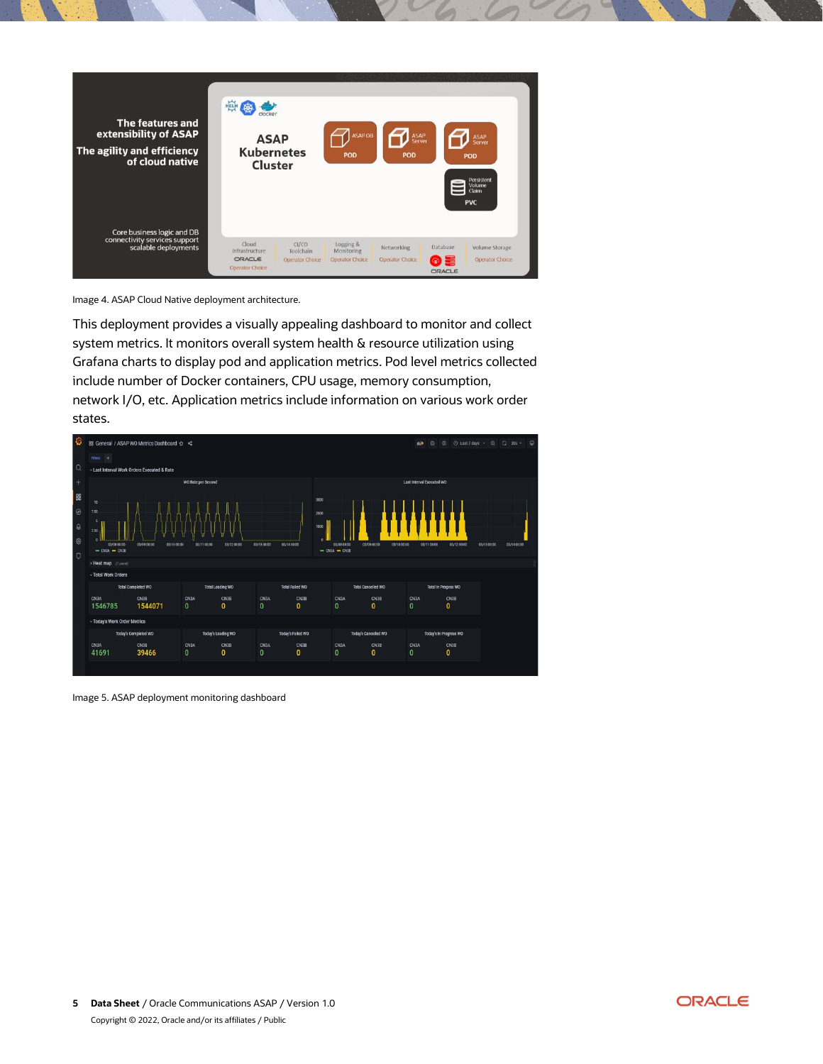Image 4. ASAP Cloud Native deployment architecture.

This deployment provides a visually appealing dashboard to monitor and collect system metrics. It monitors overall system health & resource utilization using Grafana charts to display pod and application metrics. Pod level metrics collected include number of Docker containers, CPU usage, memory consumption, network I/O, etc. Application metrics include information on various work order states.

Image 5. ASAP deployment monitoring dashboard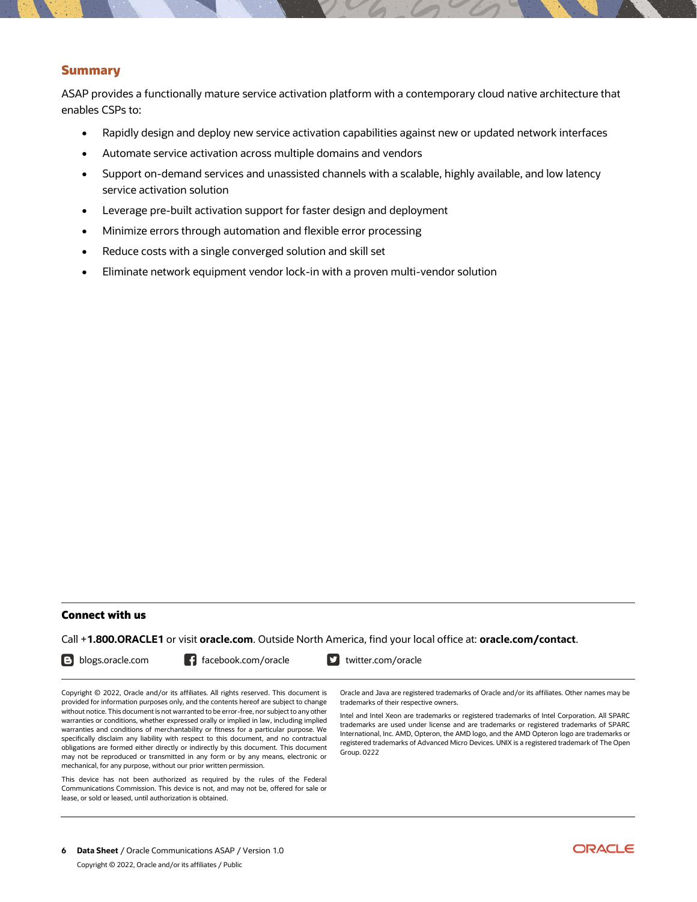## Summary

ASAP provides a functionally mature service activation platform with a contemporary cloud native architecture that enables CSPs to:

- Rapidly design and deploy new service activation capabilities against new or updated network interfaces
- Automate service activation across multiple domains and vendors
- Support on-demand services and unassisted channels with a scalable, highly available, and low latency service activation solution
- Leverage pre-built activation support for faster design and deployment
- Minimize errors through automation and flexible error processing
- Reduce costs with a single converged solution and skill set
- Eliminate network equipment vendor lock-in with a proven multi-vendor solution

### Connect with us

Call +**1.800.ORACLE1** or visit **oracle.com**. Outside North America, find your local office at: **oracle.com/contact**.

blogs.oracle.com　　facebook.com/oracle　　twitter.com/oracle

Copyright © 2022, Oracle and/or its affiliates. All rights reserved. This document is provided for information purposes only, and the contents hereof are subject to change without notice. This document is not warranted to be error-free, nor subject to any other warranties or conditions, whether expressed orally or implied in law, including implied warranties and conditions of merchantability or fitness for a particular purpose. We specifically disclaim any liability with respect to this document, and no contractual obligations are formed either directly or indirectly by this document. This document may not be reproduced or transmitted in any form or by any means, electronic or mechanical, for any purpose, without our prior written permission.

This device has not been authorized as required by the rules of the Federal Communications Commission. This device is not, and may not be, offered for sale or lease, or sold or leased, until authorization is obtained.

Oracle and Java are registered trademarks of Oracle and/or its affiliates. Other names may be trademarks of their respective owners.

Intel and Intel Xeon are trademarks or registered trademarks of Intel Corporation. All SPARC trademarks are used under license and are trademarks or registered trademarks of SPARC International, Inc. AMD, Opteron, the AMD logo, and the AMD Opteron logo are trademarks or registered trademarks of Advanced Micro Devices. UNIX is a registered trademark of The Open Group. 0222